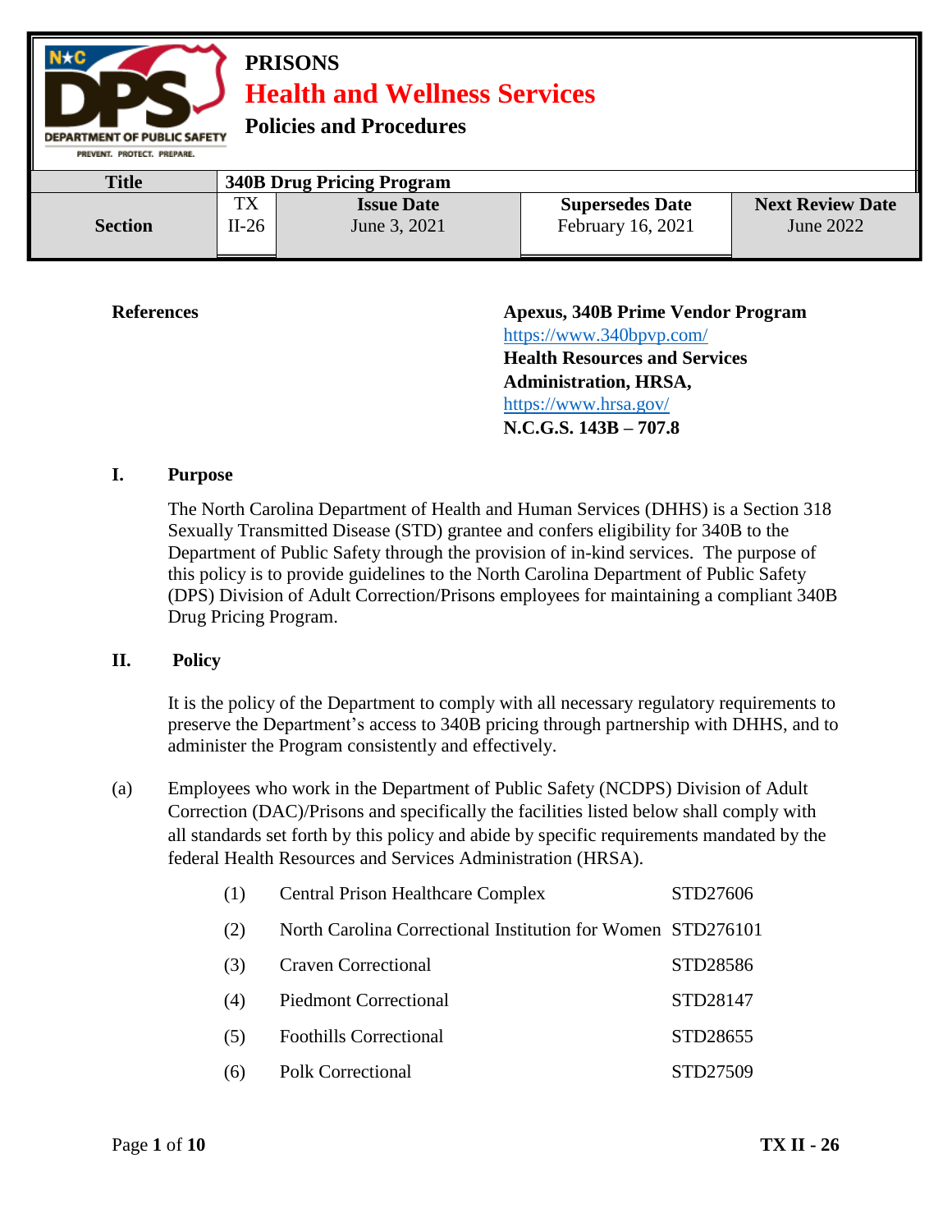**PRISONS**

# Health and Wellness Services

**Policies and Procedures**

| **Title** | **340B Drug Pricing Program** | | | |
|---|---|---|---|---|
| **Section** | TX II-26 | **Issue Date** June 3, 2021 | **Supersedes Date** February 16, 2021 | **Next Review Date** June 2022 |

**References**

**Apexus, 340B Prime Vendor Program**
https://www.340bpvp.com/
**Health Resources and Services Administration, HRSA,**
https://www.hrsa.gov/
**N.C.G.S. 143B – 707.8**

## I. Purpose

The North Carolina Department of Health and Human Services (DHHS) is a Section 318 Sexually Transmitted Disease (STD) grantee and confers eligibility for 340B to the Department of Public Safety through the provision of in-kind services. The purpose of this policy is to provide guidelines to the North Carolina Department of Public Safety (DPS) Division of Adult Correction/Prisons employees for maintaining a compliant 340B Drug Pricing Program.

## II. Policy

It is the policy of the Department to comply with all necessary regulatory requirements to preserve the Department's access to 340B pricing through partnership with DHHS, and to administer the Program consistently and effectively.

(a) Employees who work in the Department of Public Safety (NCDPS) Division of Adult Correction (DAC)/Prisons and specifically the facilities listed below shall comply with all standards set forth by this policy and abide by specific requirements mandated by the federal Health Resources and Services Administration (HRSA).

(1) Central Prison Healthcare Complex — STD27606

(2) North Carolina Correctional Institution for Women — STD276101

(3) Craven Correctional — STD28586

(4) Piedmont Correctional — STD28147

(5) Foothills Correctional — STD28655

(6) Polk Correctional — STD27509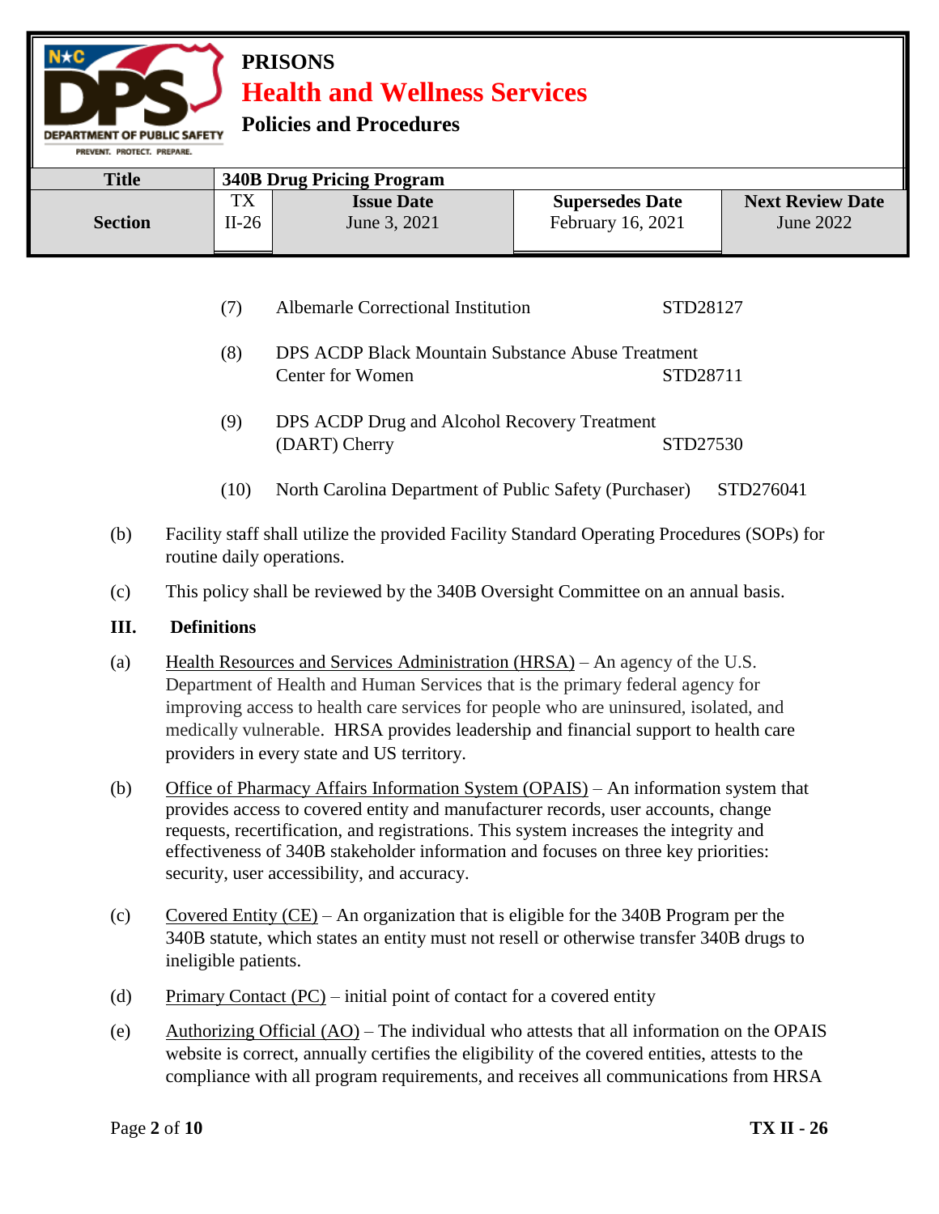(7) Albemarle Correctional Institution STD28127

(8) DPS ACDP Black Mountain Substance Abuse Treatment Center for Women STD28711

(9) DPS ACDP Drug and Alcohol Recovery Treatment (DART) Cherry STD27530

(10) North Carolina Department of Public Safety (Purchaser) STD276041

(b) Facility staff shall utilize the provided Facility Standard Operating Procedures (SOPs) for routine daily operations.

(c) This policy shall be reviewed by the 340B Oversight Committee on an annual basis.

## III. Definitions

(a) Health Resources and Services Administration (HRSA) – An agency of the U.S. Department of Health and Human Services that is the primary federal agency for improving access to health care services for people who are uninsured, isolated, and medically vulnerable. HRSA provides leadership and financial support to health care providers in every state and US territory.

(b) Office of Pharmacy Affairs Information System (OPAIS) – An information system that provides access to covered entity and manufacturer records, user accounts, change requests, recertification, and registrations. This system increases the integrity and effectiveness of 340B stakeholder information and focuses on three key priorities: security, user accessibility, and accuracy.

(c) Covered Entity (CE) – An organization that is eligible for the 340B Program per the 340B statute, which states an entity must not resell or otherwise transfer 340B drugs to ineligible patients.

(d) Primary Contact (PC) – initial point of contact for a covered entity

(e) Authorizing Official (AO) – The individual who attests that all information on the OPAIS website is correct, annually certifies the eligibility of the covered entities, attests to the compliance with all program requirements, and receives all communications from HRSA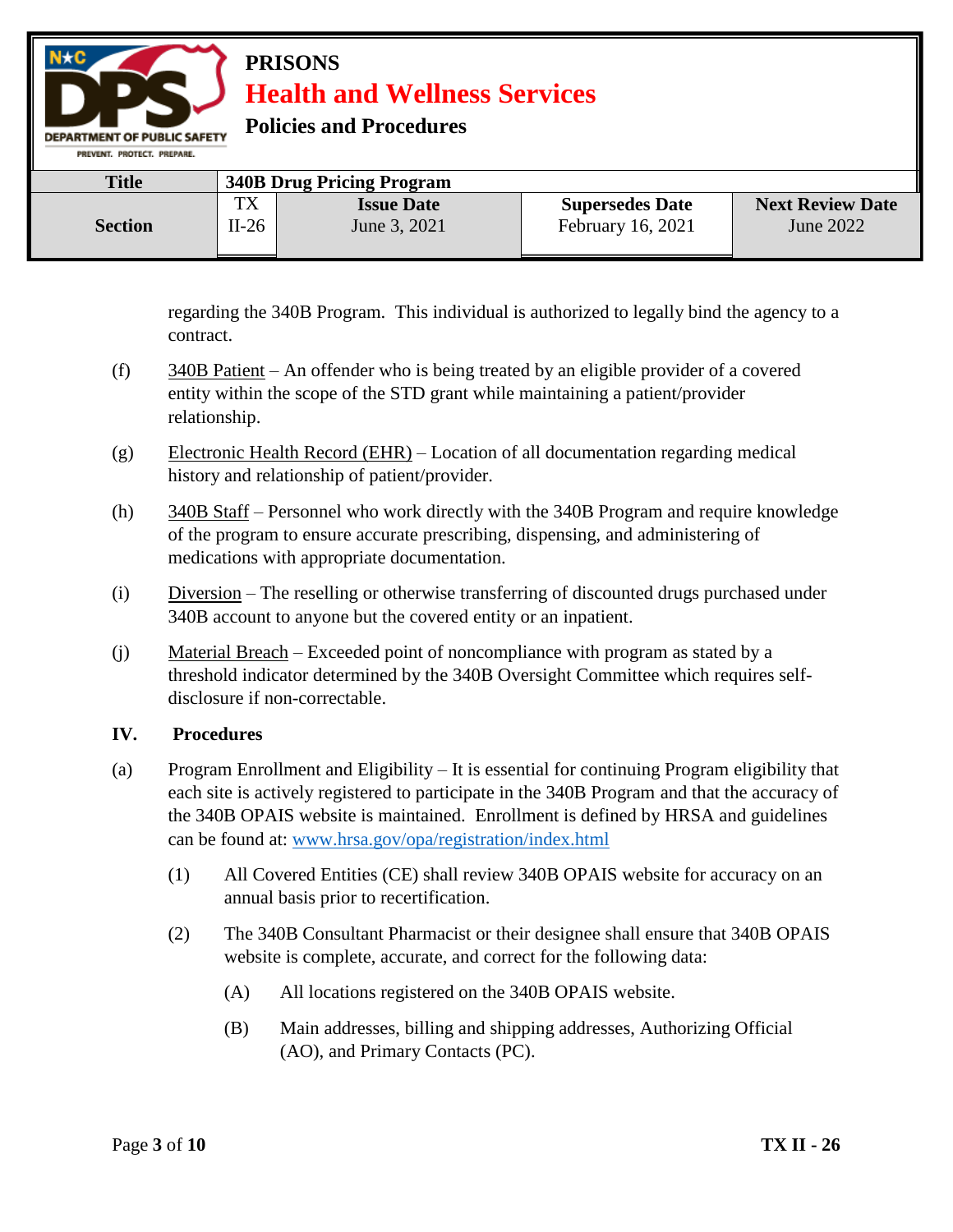regarding the 340B Program. This individual is authorized to legally bind the agency to a contract.

(f) 340B Patient – An offender who is being treated by an eligible provider of a covered entity within the scope of the STD grant while maintaining a patient/provider relationship.

(g) Electronic Health Record (EHR) – Location of all documentation regarding medical history and relationship of patient/provider.

(h) 340B Staff – Personnel who work directly with the 340B Program and require knowledge of the program to ensure accurate prescribing, dispensing, and administering of medications with appropriate documentation.

(i) Diversion – The reselling or otherwise transferring of discounted drugs purchased under 340B account to anyone but the covered entity or an inpatient.

(j) Material Breach – Exceeded point of noncompliance with program as stated by a threshold indicator determined by the 340B Oversight Committee which requires self-disclosure if non-correctable.

## IV. Procedures

(a) Program Enrollment and Eligibility – It is essential for continuing Program eligibility that each site is actively registered to participate in the 340B Program and that the accuracy of the 340B OPAIS website is maintained. Enrollment is defined by HRSA and guidelines can be found at: www.hrsa.gov/opa/registration/index.html

(1) All Covered Entities (CE) shall review 340B OPAIS website for accuracy on an annual basis prior to recertification.

(2) The 340B Consultant Pharmacist or their designee shall ensure that 340B OPAIS website is complete, accurate, and correct for the following data:

(A) All locations registered on the 340B OPAIS website.

(B) Main addresses, billing and shipping addresses, Authorizing Official (AO), and Primary Contacts (PC).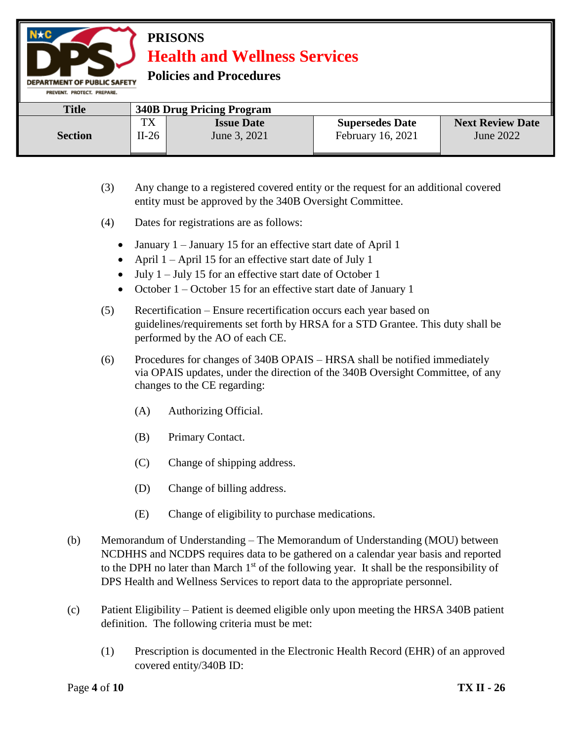(3) Any change to a registered covered entity or the request for an additional covered entity must be approved by the 340B Oversight Committee.

(4) Dates for registrations are as follows:

- January 1 – January 15 for an effective start date of April 1
- April 1 – April 15 for an effective start date of July 1
- July 1 – July 15 for an effective start date of October 1
- October 1 – October 15 for an effective start date of January 1

(5) Recertification – Ensure recertification occurs each year based on guidelines/requirements set forth by HRSA for a STD Grantee. This duty shall be performed by the AO of each CE.

(6) Procedures for changes of 340B OPAIS – HRSA shall be notified immediately via OPAIS updates, under the direction of the 340B Oversight Committee, of any changes to the CE regarding:

(A) Authorizing Official.

(B) Primary Contact.

(C) Change of shipping address.

(D) Change of billing address.

(E) Change of eligibility to purchase medications.

(b) Memorandum of Understanding – The Memorandum of Understanding (MOU) between NCDHHS and NCDPS requires data to be gathered on a calendar year basis and reported to the DPH no later than March 1st of the following year. It shall be the responsibility of DPS Health and Wellness Services to report data to the appropriate personnel.

(c) Patient Eligibility – Patient is deemed eligible only upon meeting the HRSA 340B patient definition. The following criteria must be met:

(1) Prescription is documented in the Electronic Health Record (EHR) of an approved covered entity/340B ID: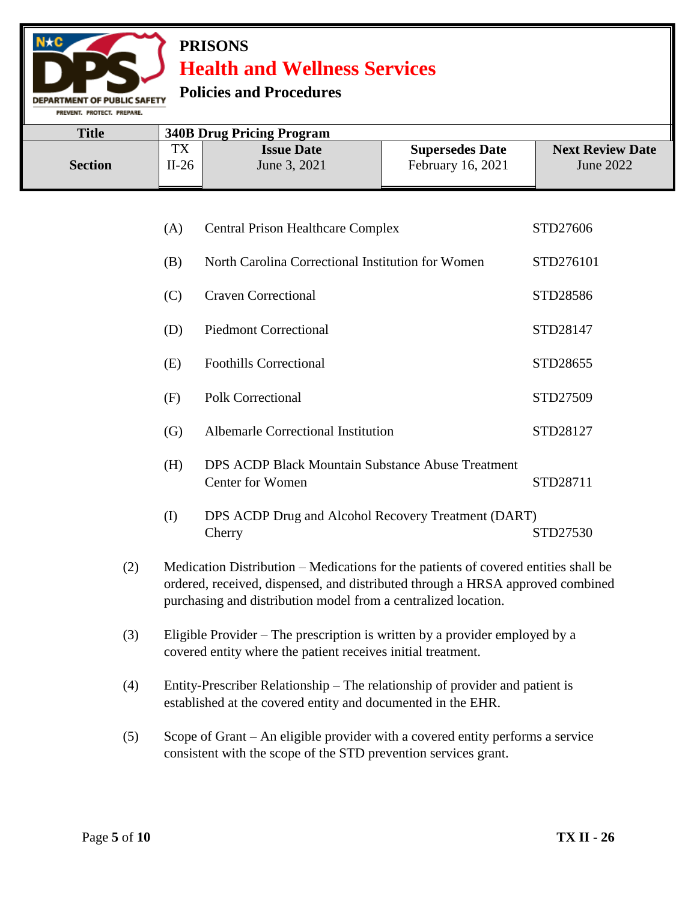(A) Central Prison Healthcare Complex STD27606

(B) North Carolina Correctional Institution for Women STD276101

(C) Craven Correctional STD28586

(D) Piedmont Correctional STD28147

(E) Foothills Correctional STD28655

(F) Polk Correctional STD27509

(G) Albemarle Correctional Institution STD28127

(H) DPS ACDP Black Mountain Substance Abuse Treatment Center for Women STD28711

(I) DPS ACDP Drug and Alcohol Recovery Treatment (DART) Cherry STD27530

(2) Medication Distribution – Medications for the patients of covered entities shall be ordered, received, dispensed, and distributed through a HRSA approved combined purchasing and distribution model from a centralized location.

(3) Eligible Provider – The prescription is written by a provider employed by a covered entity where the patient receives initial treatment.

(4) Entity-Prescriber Relationship – The relationship of provider and patient is established at the covered entity and documented in the EHR.

(5) Scope of Grant – An eligible provider with a covered entity performs a service consistent with the scope of the STD prevention services grant.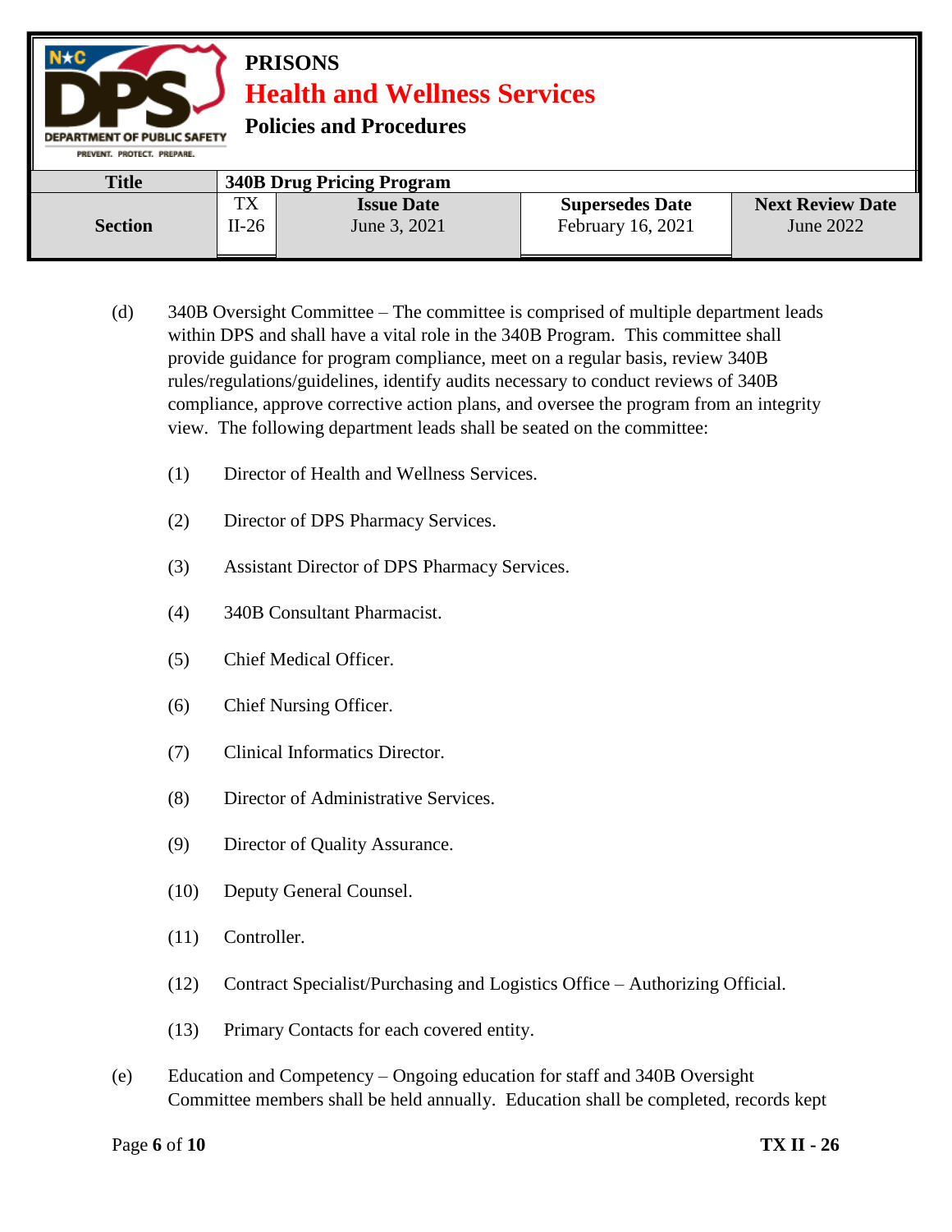(d) 340B Oversight Committee – The committee is comprised of multiple department leads within DPS and shall have a vital role in the 340B Program. This committee shall provide guidance for program compliance, meet on a regular basis, review 340B rules/regulations/guidelines, identify audits necessary to conduct reviews of 340B compliance, approve corrective action plans, and oversee the program from an integrity view. The following department leads shall be seated on the committee:

(1) Director of Health and Wellness Services.

(2) Director of DPS Pharmacy Services.

(3) Assistant Director of DPS Pharmacy Services.

(4) 340B Consultant Pharmacist.

(5) Chief Medical Officer.

(6) Chief Nursing Officer.

(7) Clinical Informatics Director.

(8) Director of Administrative Services.

(9) Director of Quality Assurance.

(10) Deputy General Counsel.

(11) Controller.

(12) Contract Specialist/Purchasing and Logistics Office – Authorizing Official.

(13) Primary Contacts for each covered entity.

(e) Education and Competency – Ongoing education for staff and 340B Oversight Committee members shall be held annually. Education shall be completed, records kept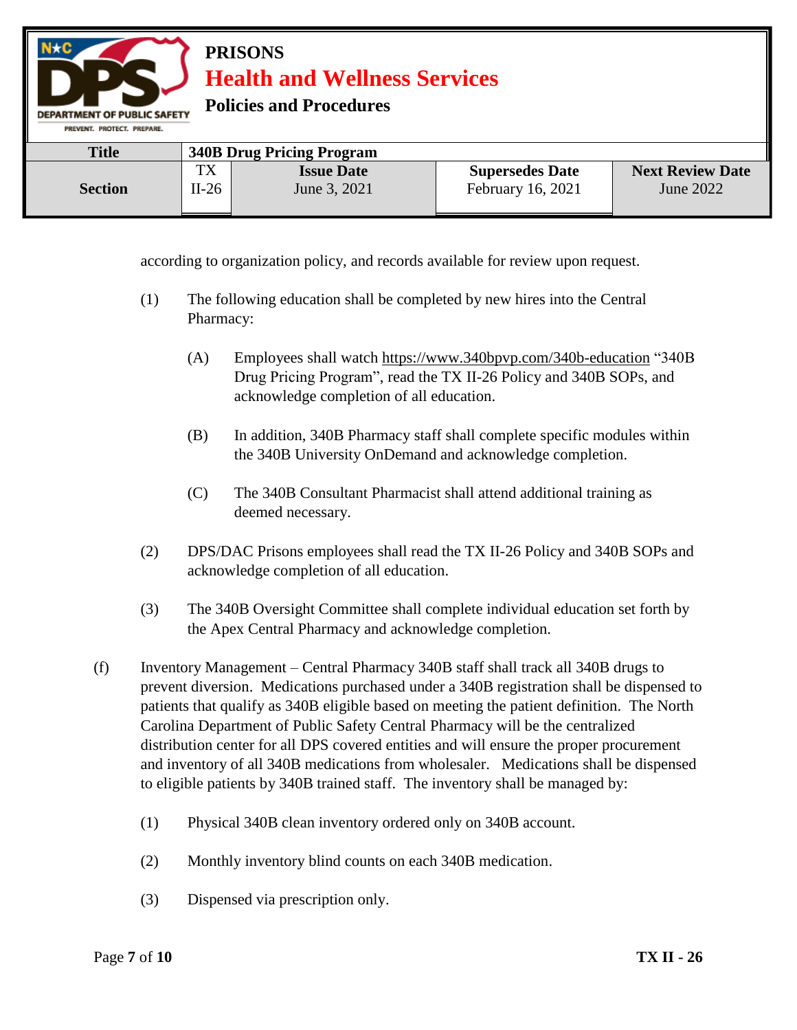according to organization policy, and records available for review upon request.

(1) The following education shall be completed by new hires into the Central Pharmacy:

(A) Employees shall watch https://www.340bpvp.com/340b-education "340B Drug Pricing Program", read the TX II-26 Policy and 340B SOPs, and acknowledge completion of all education.

(B) In addition, 340B Pharmacy staff shall complete specific modules within the 340B University OnDemand and acknowledge completion.

(C) The 340B Consultant Pharmacist shall attend additional training as deemed necessary.

(2) DPS/DAC Prisons employees shall read the TX II-26 Policy and 340B SOPs and acknowledge completion of all education.

(3) The 340B Oversight Committee shall complete individual education set forth by the Apex Central Pharmacy and acknowledge completion.

(f) Inventory Management – Central Pharmacy 340B staff shall track all 340B drugs to prevent diversion. Medications purchased under a 340B registration shall be dispensed to patients that qualify as 340B eligible based on meeting the patient definition. The North Carolina Department of Public Safety Central Pharmacy will be the centralized distribution center for all DPS covered entities and will ensure the proper procurement and inventory of all 340B medications from wholesaler. Medications shall be dispensed to eligible patients by 340B trained staff. The inventory shall be managed by:

(1) Physical 340B clean inventory ordered only on 340B account.

(2) Monthly inventory blind counts on each 340B medication.

(3) Dispensed via prescription only.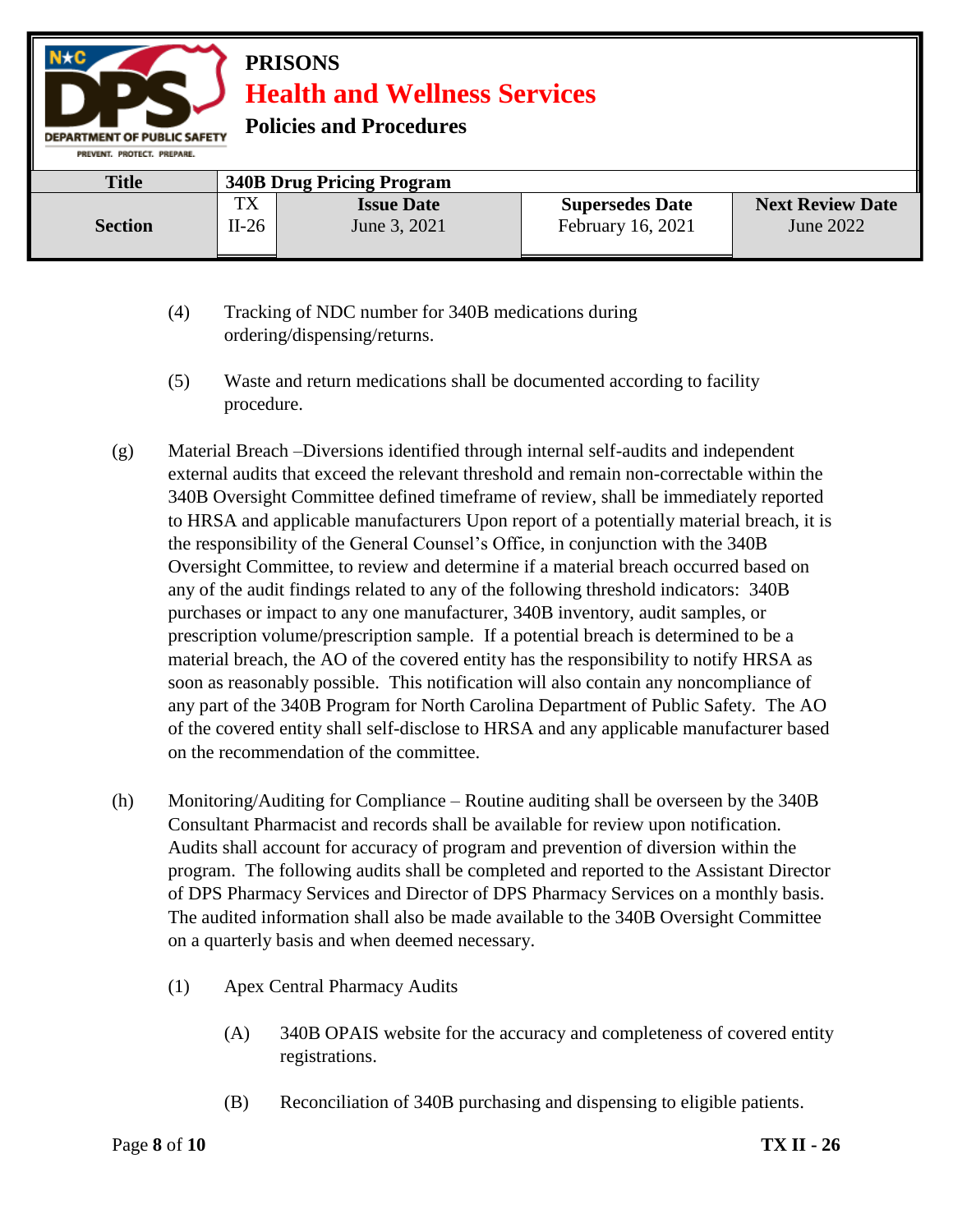(4) Tracking of NDC number for 340B medications during ordering/dispensing/returns.

(5) Waste and return medications shall be documented according to facility procedure.

(g) Material Breach –Diversions identified through internal self-audits and independent external audits that exceed the relevant threshold and remain non-correctable within the 340B Oversight Committee defined timeframe of review, shall be immediately reported to HRSA and applicable manufacturers Upon report of a potentially material breach, it is the responsibility of the General Counsel's Office, in conjunction with the 340B Oversight Committee, to review and determine if a material breach occurred based on any of the audit findings related to any of the following threshold indicators: 340B purchases or impact to any one manufacturer, 340B inventory, audit samples, or prescription volume/prescription sample. If a potential breach is determined to be a material breach, the AO of the covered entity has the responsibility to notify HRSA as soon as reasonably possible. This notification will also contain any noncompliance of any part of the 340B Program for North Carolina Department of Public Safety. The AO of the covered entity shall self-disclose to HRSA and any applicable manufacturer based on the recommendation of the committee.

(h) Monitoring/Auditing for Compliance – Routine auditing shall be overseen by the 340B Consultant Pharmacist and records shall be available for review upon notification. Audits shall account for accuracy of program and prevention of diversion within the program. The following audits shall be completed and reported to the Assistant Director of DPS Pharmacy Services and Director of DPS Pharmacy Services on a monthly basis. The audited information shall also be made available to the 340B Oversight Committee on a quarterly basis and when deemed necessary.

(1) Apex Central Pharmacy Audits

(A) 340B OPAIS website for the accuracy and completeness of covered entity registrations.

(B) Reconciliation of 340B purchasing and dispensing to eligible patients.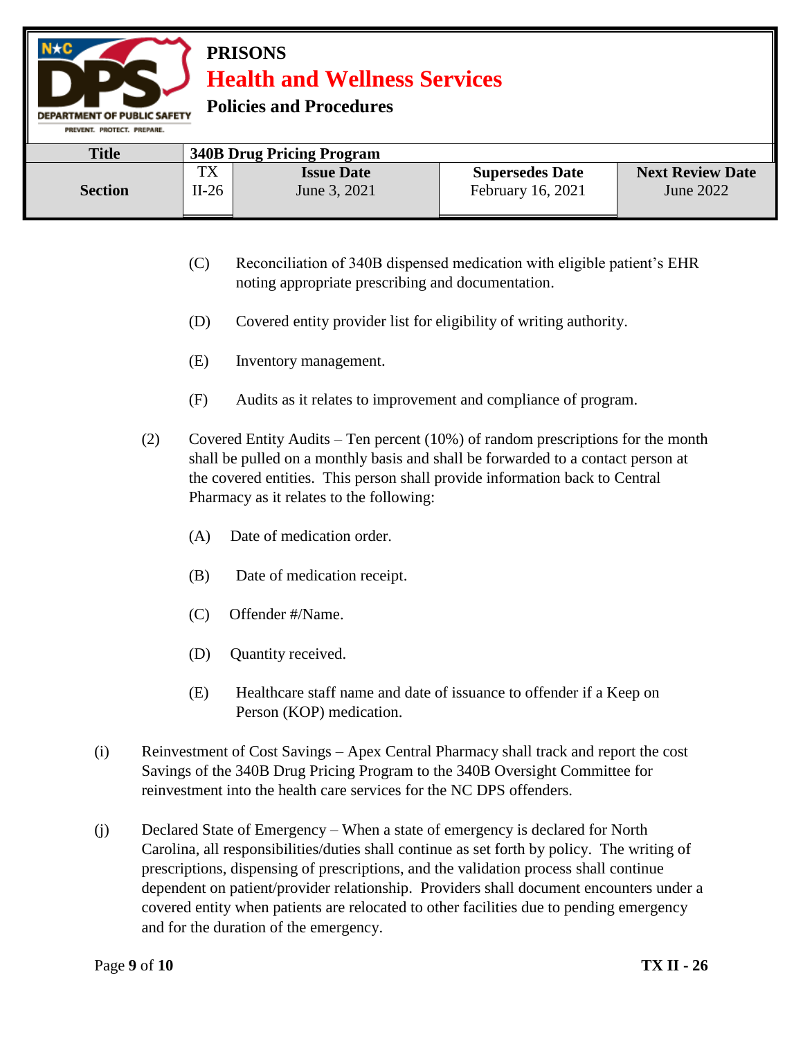(C) Reconciliation of 340B dispensed medication with eligible patient's EHR noting appropriate prescribing and documentation.

(D) Covered entity provider list for eligibility of writing authority.

(E) Inventory management.

(F) Audits as it relates to improvement and compliance of program.

(2) Covered Entity Audits – Ten percent (10%) of random prescriptions for the month shall be pulled on a monthly basis and shall be forwarded to a contact person at the covered entities. This person shall provide information back to Central Pharmacy as it relates to the following:

(A) Date of medication order.

(B) Date of medication receipt.

(C) Offender #/Name.

(D) Quantity received.

(E) Healthcare staff name and date of issuance to offender if a Keep on Person (KOP) medication.

(i) Reinvestment of Cost Savings – Apex Central Pharmacy shall track and report the cost Savings of the 340B Drug Pricing Program to the 340B Oversight Committee for reinvestment into the health care services for the NC DPS offenders.

(j) Declared State of Emergency – When a state of emergency is declared for North Carolina, all responsibilities/duties shall continue as set forth by policy. The writing of prescriptions, dispensing of prescriptions, and the validation process shall continue dependent on patient/provider relationship. Providers shall document encounters under a covered entity when patients are relocated to other facilities due to pending emergency and for the duration of the emergency.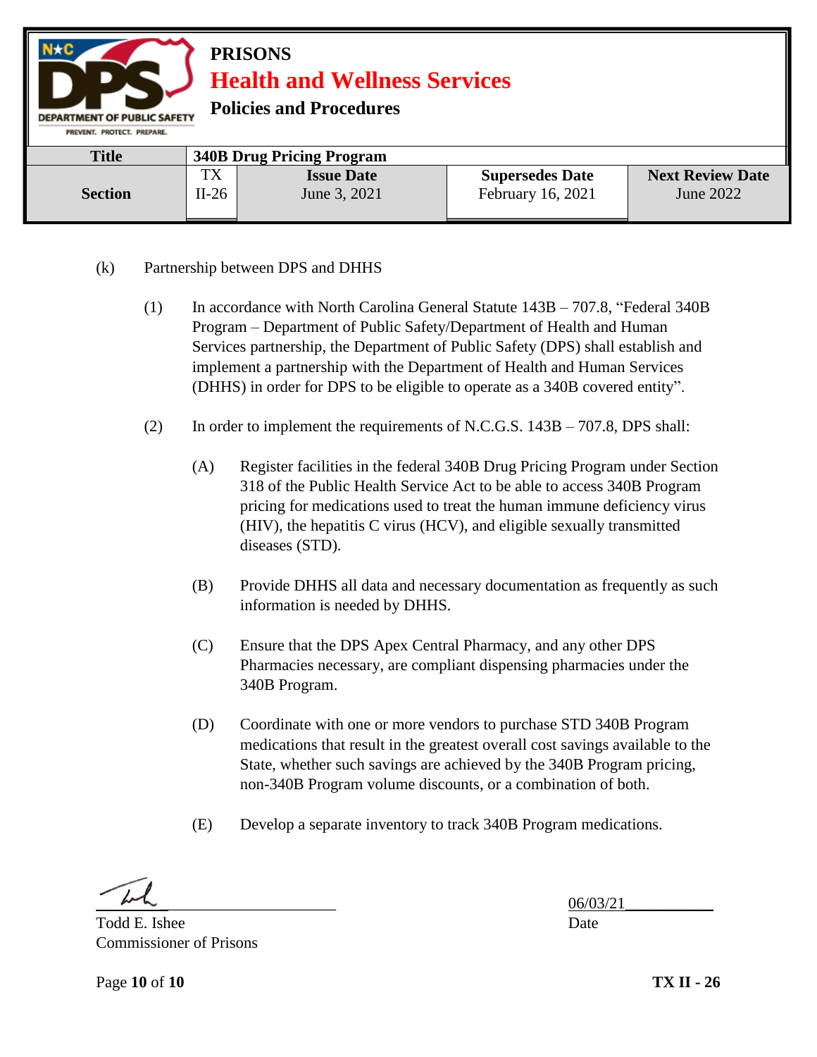(k) Partnership between DPS and DHHS

(1) In accordance with North Carolina General Statute 143B – 707.8, "Federal 340B Program – Department of Public Safety/Department of Health and Human Services partnership, the Department of Public Safety (DPS) shall establish and implement a partnership with the Department of Health and Human Services (DHHS) in order for DPS to be eligible to operate as a 340B covered entity".

(2) In order to implement the requirements of N.C.G.S. 143B – 707.8, DPS shall:

(A) Register facilities in the federal 340B Drug Pricing Program under Section 318 of the Public Health Service Act to be able to access 340B Program pricing for medications used to treat the human immune deficiency virus (HIV), the hepatitis C virus (HCV), and eligible sexually transmitted diseases (STD).

(B) Provide DHHS all data and necessary documentation as frequently as such information is needed by DHHS.

(C) Ensure that the DPS Apex Central Pharmacy, and any other DPS Pharmacies necessary, are compliant dispensing pharmacies under the 340B Program.

(D) Coordinate with one or more vendors to purchase STD 340B Program medications that result in the greatest overall cost savings available to the State, whether such savings are achieved by the 340B Program pricing, non-340B Program volume discounts, or a combination of both.

(E) Develop a separate inventory to track 340B Program medications.

Todd E. Ishee
Commissioner of Prisons

06/03/21
Date